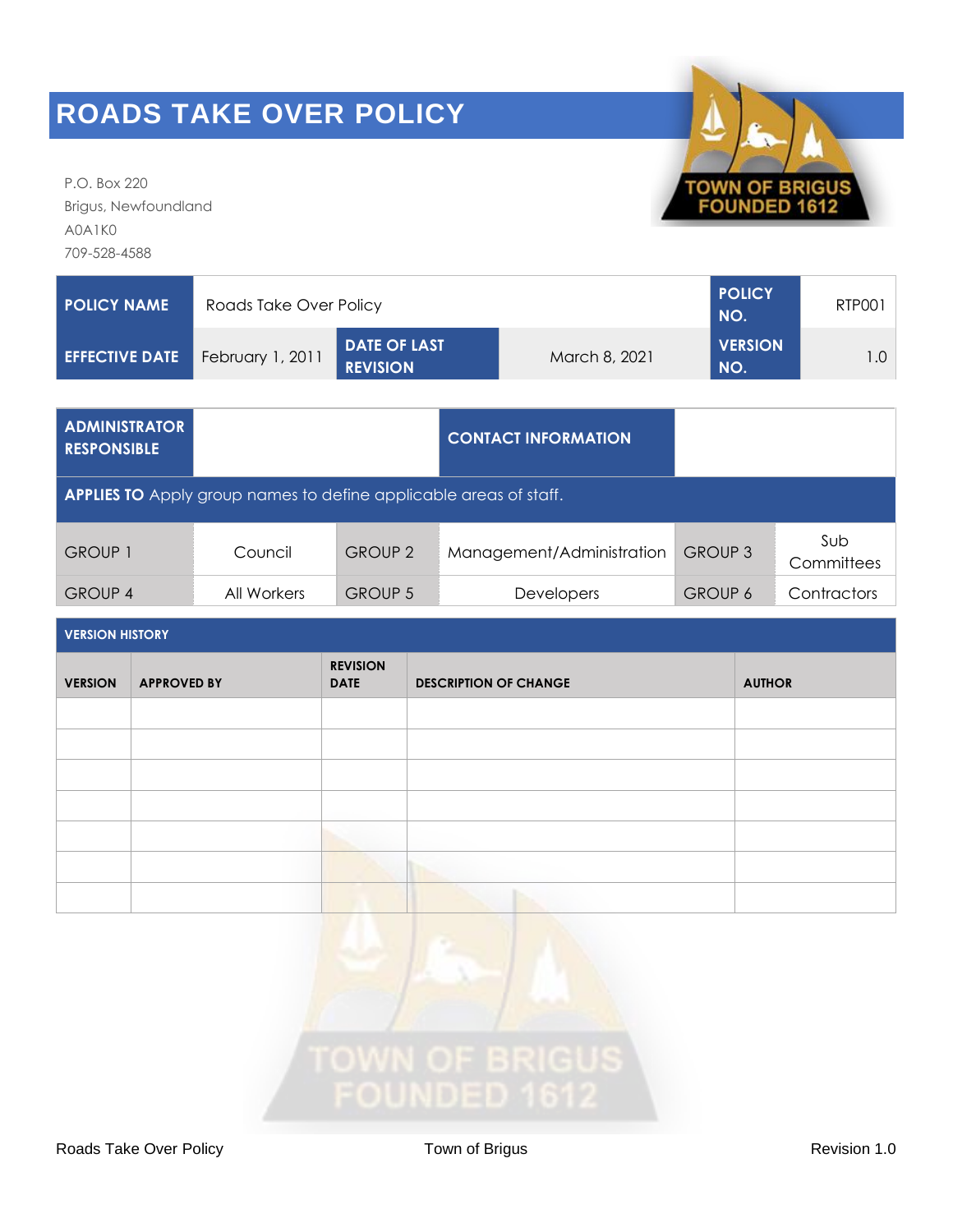# ROADS TAKE OVER POLICY

P.O. Box 220
Brigus, Newfoundland
A0A1K0
709-528-4588

| POLICY NAME | Roads Take Over Policy | | | POLICY NO. | RTP001 |
|---|---|---|---|---|---|
| EFFECTIVE DATE | February 1, 2011 | DATE OF LAST REVISION | March 8, 2021 | VERSION NO. | 1.0 |

| ADMINISTRATOR RESPONSIBLE | | CONTACT INFORMATION | | | |
|---|---|---|---|---|---|
| **APPLIES TO** Apply group names to define applicable areas of staff. | | | | | |
| GROUP 1 | Council | GROUP 2 | Management/Administration | GROUP 3 | Sub Committees |
| GROUP 4 | All Workers | GROUP 5 | Developers | GROUP 6 | Contractors |

**VERSION HISTORY**

| VERSION | APPROVED BY | REVISION DATE | DESCRIPTION OF CHANGE | AUTHOR |
|---|---|---|---|---|
| | | | | |
| | | | | |
| | | | | |
| | | | | |
| | | | | |
| | | | | |
| | | | | |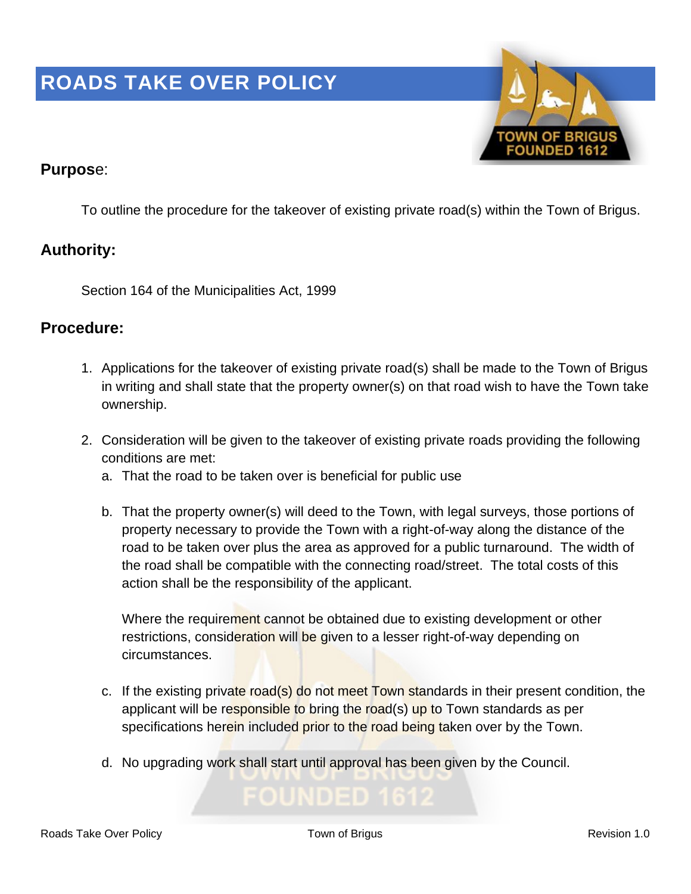# ROADS TAKE OVER POLICY

## Purpose:

To outline the procedure for the takeover of existing private road(s) within the Town of Brigus.

## Authority:

Section 164 of the Municipalities Act, 1999

## Procedure:

1. Applications for the takeover of existing private road(s) shall be made to the Town of Brigus in writing and shall state that the property owner(s) on that road wish to have the Town take ownership.

2. Consideration will be given to the takeover of existing private roads providing the following conditions are met:
   a. That the road to be taken over is beneficial for public use

   b. That the property owner(s) will deed to the Town, with legal surveys, those portions of property necessary to provide the Town with a right-of-way along the distance of the road to be taken over plus the area as approved for a public turnaround. The width of the road shall be compatible with the connecting road/street. The total costs of this action shall be the responsibility of the applicant.

      Where the requirement cannot be obtained due to existing development or other restrictions, consideration will be given to a lesser right-of-way depending on circumstances.

   c. If the existing private road(s) do not meet Town standards in their present condition, the applicant will be responsible to bring the road(s) up to Town standards as per specifications herein included prior to the road being taken over by the Town.

   d. No upgrading work shall start until approval has been given by the Council.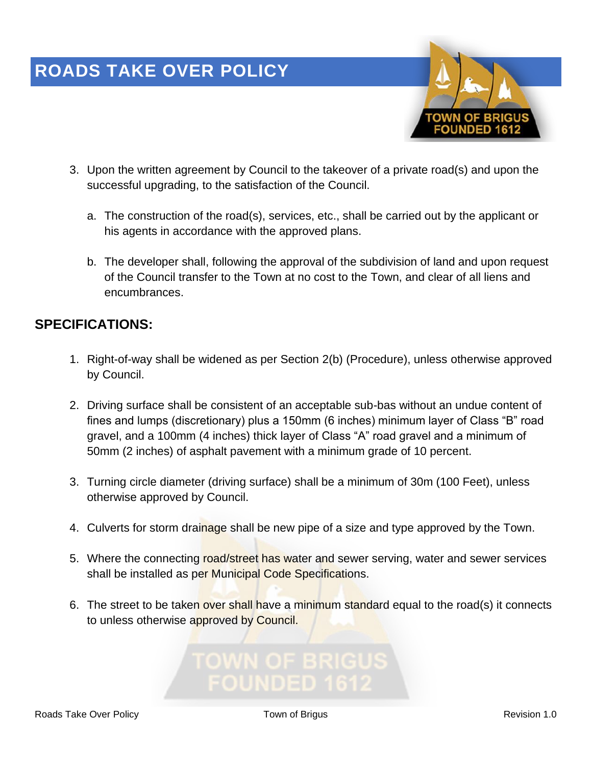3. Upon the written agreement by Council to the takeover of a private road(s) and upon the successful upgrading, to the satisfaction of the Council.

   a. The construction of the road(s), services, etc., shall be carried out by the applicant or his agents in accordance with the approved plans.

   b. The developer shall, following the approval of the subdivision of land and upon request of the Council transfer to the Town at no cost to the Town, and clear of all liens and encumbrances.

## SPECIFICATIONS:

1. Right-of-way shall be widened as per Section 2(b) (Procedure), unless otherwise approved by Council.

2. Driving surface shall be consistent of an acceptable sub-bas without an undue content of fines and lumps (discretionary) plus a 150mm (6 inches) minimum layer of Class "B" road gravel, and a 100mm (4 inches) thick layer of Class "A" road gravel and a minimum of 50mm (2 inches) of asphalt pavement with a minimum grade of 10 percent.

3. Turning circle diameter (driving surface) shall be a minimum of 30m (100 Feet), unless otherwise approved by Council.

4. Culverts for storm drainage shall be new pipe of a size and type approved by the Town.

5. Where the connecting road/street has water and sewer serving, water and sewer services shall be installed as per Municipal Code Specifications.

6. The street to be taken over shall have a minimum standard equal to the road(s) it connects to unless otherwise approved by Council.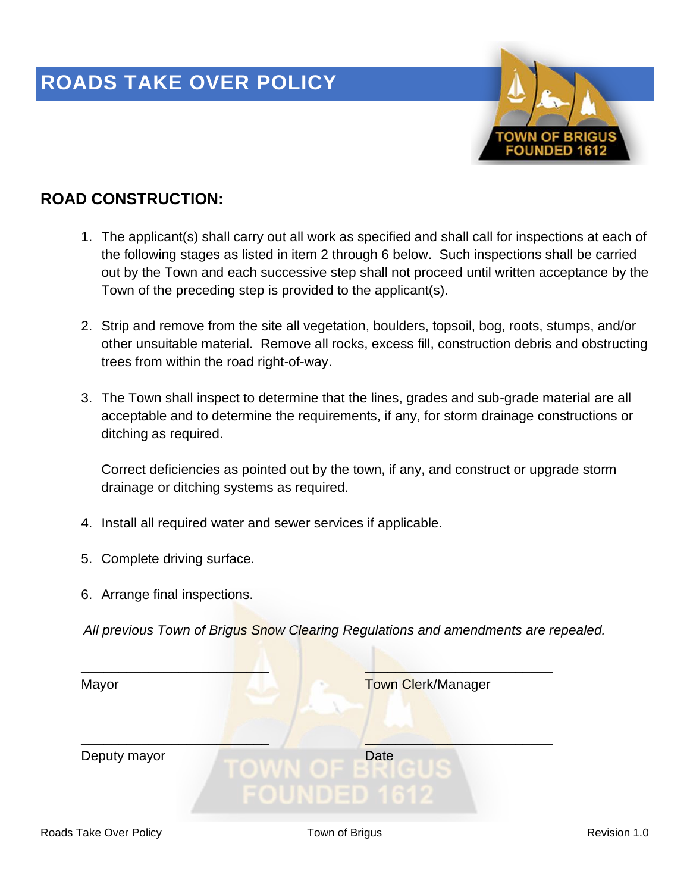# ROADS TAKE OVER POLICY

## ROAD CONSTRUCTION:

1. The applicant(s) shall carry out all work as specified and shall call for inspections at each of the following stages as listed in item 2 through 6 below. Such inspections shall be carried out by the Town and each successive step shall not proceed until written acceptance by the Town of the preceding step is provided to the applicant(s).

2. Strip and remove from the site all vegetation, boulders, topsoil, bog, roots, stumps, and/or other unsuitable material. Remove all rocks, excess fill, construction debris and obstructing trees from within the road right-of-way.

3. The Town shall inspect to determine that the lines, grades and sub-grade material are all acceptable and to determine the requirements, if any, for storm drainage constructions or ditching as required.

   Correct deficiencies as pointed out by the town, if any, and construct or upgrade storm drainage or ditching systems as required.

4. Install all required water and sewer services if applicable.

5. Complete driving surface.

6. Arrange final inspections.

*All previous Town of Brigus Snow Clearing Regulations and amendments are repealed.*

| | |
|---|---|
| ______________________________ | ______________________________ |
| Mayor | Town Clerk/Manager |
| ______________________________ | ______________________________ |
| Deputy mayor | Date |